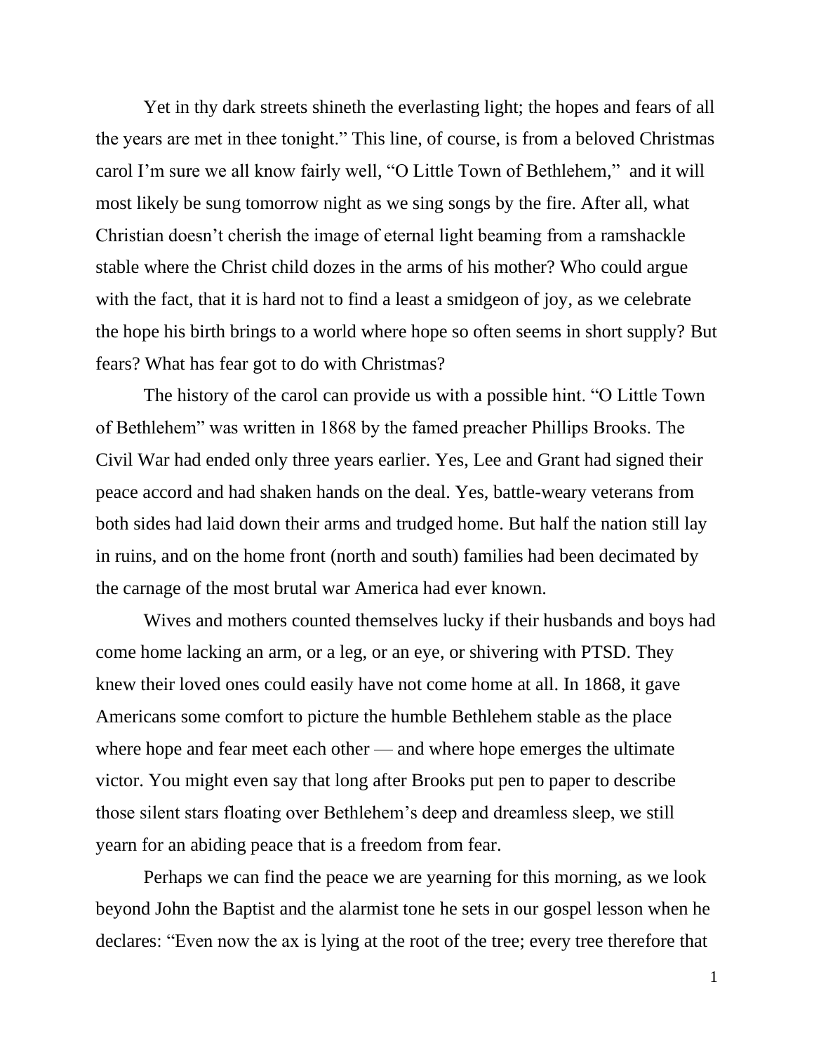Yet in thy dark streets shineth the everlasting light; the hopes and fears of all the years are met in thee tonight." This line, of course, is from a beloved Christmas carol I'm sure we all know fairly well, "O Little Town of Bethlehem," and it will most likely be sung tomorrow night as we sing songs by the fire. After all, what Christian doesn't cherish the image of eternal light beaming from a ramshackle stable where the Christ child dozes in the arms of his mother? Who could argue with the fact, that it is hard not to find a least a smidgeon of joy, as we celebrate the hope his birth brings to a world where hope so often seems in short supply? But fears? What has fear got to do with Christmas?

The history of the carol can provide us with a possible hint. "O Little Town of Bethlehem" was written in 1868 by the famed preacher Phillips Brooks. The Civil War had ended only three years earlier. Yes, Lee and Grant had signed their peace accord and had shaken hands on the deal. Yes, battle-weary veterans from both sides had laid down their arms and trudged home. But half the nation still lay in ruins, and on the home front (north and south) families had been decimated by the carnage of the most brutal war America had ever known.

Wives and mothers counted themselves lucky if their husbands and boys had come home lacking an arm, or a leg, or an eye, or shivering with PTSD. They knew their loved ones could easily have not come home at all. In 1868, it gave Americans some comfort to picture the humble Bethlehem stable as the place where hope and fear meet each other — and where hope emerges the ultimate victor. You might even say that long after Brooks put pen to paper to describe those silent stars floating over Bethlehem's deep and dreamless sleep, we still yearn for an abiding peace that is a freedom from fear.

Perhaps we can find the peace we are yearning for this morning, as we look beyond John the Baptist and the alarmist tone he sets in our gospel lesson when he declares: "Even now the ax is lying at the root of the tree; every tree therefore that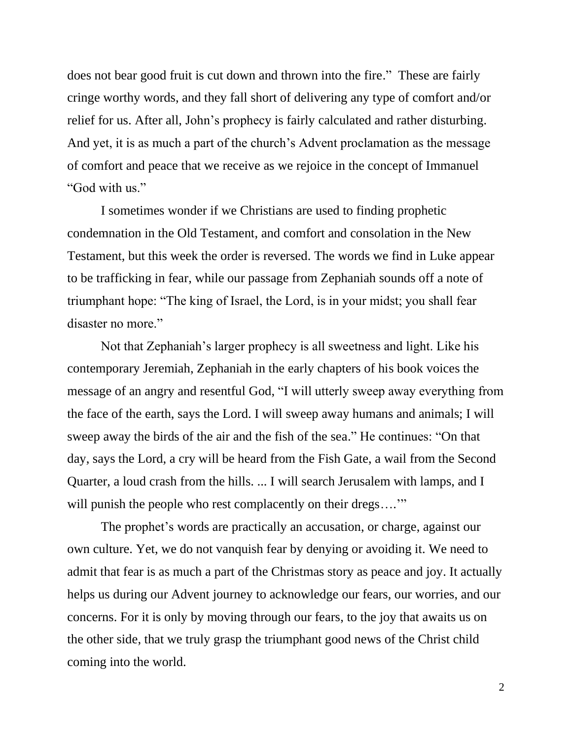does not bear good fruit is cut down and thrown into the fire." These are fairly cringe worthy words, and they fall short of delivering any type of comfort and/or relief for us. After all, John's prophecy is fairly calculated and rather disturbing. And yet, it is as much a part of the church's Advent proclamation as the message of comfort and peace that we receive as we rejoice in the concept of Immanuel "God with us."

I sometimes wonder if we Christians are used to finding prophetic condemnation in the Old Testament, and comfort and consolation in the New Testament, but this week the order is reversed. The words we find in Luke appear to be trafficking in fear, while our passage from Zephaniah sounds off a note of triumphant hope: "The king of Israel, the Lord, is in your midst; you shall fear disaster no more."

Not that Zephaniah's larger prophecy is all sweetness and light. Like his contemporary Jeremiah, Zephaniah in the early chapters of his book voices the message of an angry and resentful God, "I will utterly sweep away everything from the face of the earth, says the Lord. I will sweep away humans and animals; I will sweep away the birds of the air and the fish of the sea." He continues: "On that day, says the Lord, a cry will be heard from the Fish Gate, a wail from the Second Quarter, a loud crash from the hills. ... I will search Jerusalem with lamps, and I will punish the people who rest complacently on their dregs….'"

The prophet's words are practically an accusation, or charge, against our own culture. Yet, we do not vanquish fear by denying or avoiding it. We need to admit that fear is as much a part of the Christmas story as peace and joy. It actually helps us during our Advent journey to acknowledge our fears, our worries, and our concerns. For it is only by moving through our fears, to the joy that awaits us on the other side, that we truly grasp the triumphant good news of the Christ child coming into the world.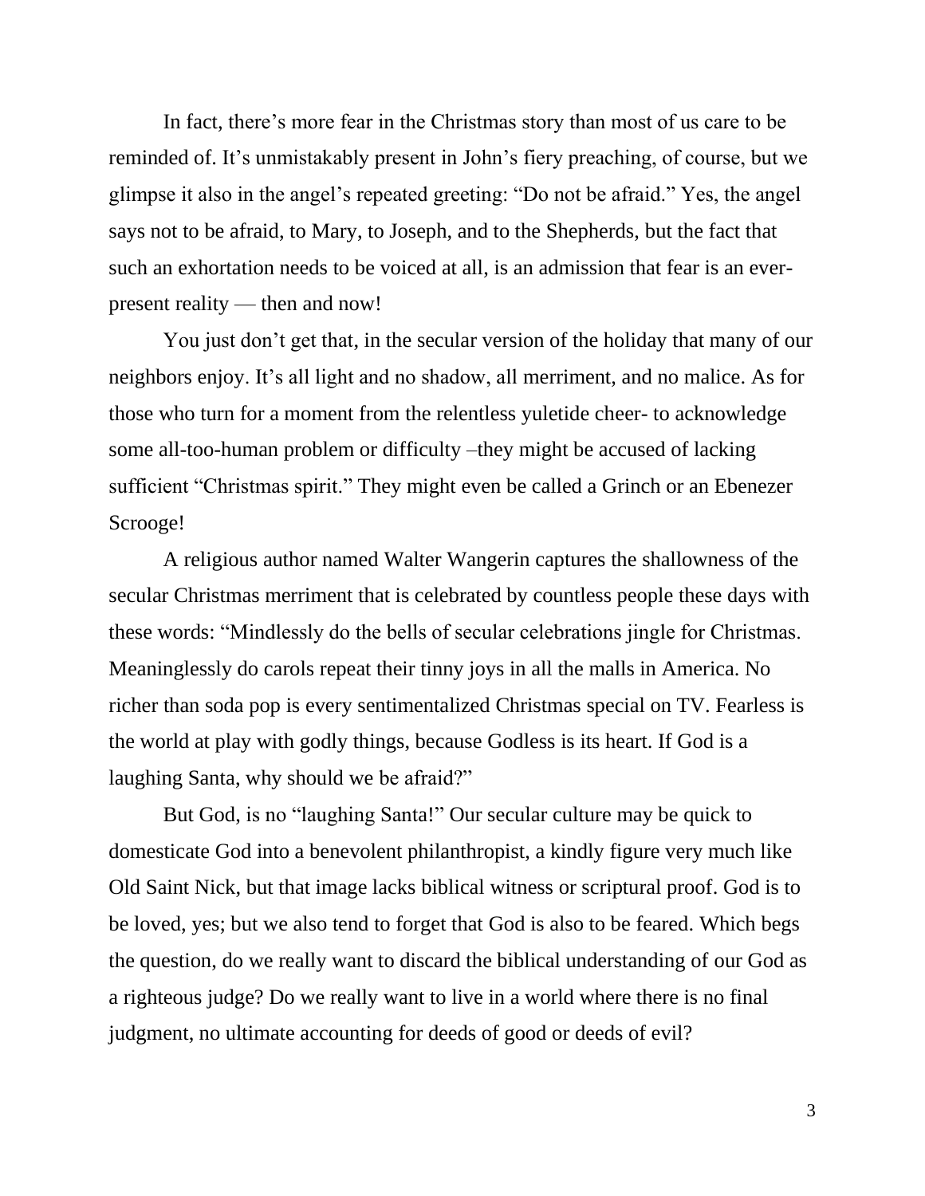In fact, there's more fear in the Christmas story than most of us care to be reminded of. It's unmistakably present in John's fiery preaching, of course, but we glimpse it also in the angel's repeated greeting: "Do not be afraid." Yes, the angel says not to be afraid, to Mary, to Joseph, and to the Shepherds, but the fact that such an exhortation needs to be voiced at all, is an admission that fear is an ever-present reality — then and now!

You just don't get that, in the secular version of the holiday that many of our neighbors enjoy. It's all light and no shadow, all merriment, and no malice. As for those who turn for a moment from the relentless yuletide cheer- to acknowledge some all-too-human problem or difficulty –they might be accused of lacking sufficient "Christmas spirit." They might even be called a Grinch or an Ebenezer Scrooge!

A religious author named Walter Wangerin captures the shallowness of the secular Christmas merriment that is celebrated by countless people these days with these words: "Mindlessly do the bells of secular celebrations jingle for Christmas. Meaninglessly do carols repeat their tinny joys in all the malls in America. No richer than soda pop is every sentimentalized Christmas special on TV. Fearless is the world at play with godly things, because Godless is its heart. If God is a laughing Santa, why should we be afraid?"

But God, is no "laughing Santa!" Our secular culture may be quick to domesticate God into a benevolent philanthropist, a kindly figure very much like Old Saint Nick, but that image lacks biblical witness or scriptural proof. God is to be loved, yes; but we also tend to forget that God is also to be feared. Which begs the question, do we really want to discard the biblical understanding of our God as a righteous judge? Do we really want to live in a world where there is no final judgment, no ultimate accounting for deeds of good or deeds of evil?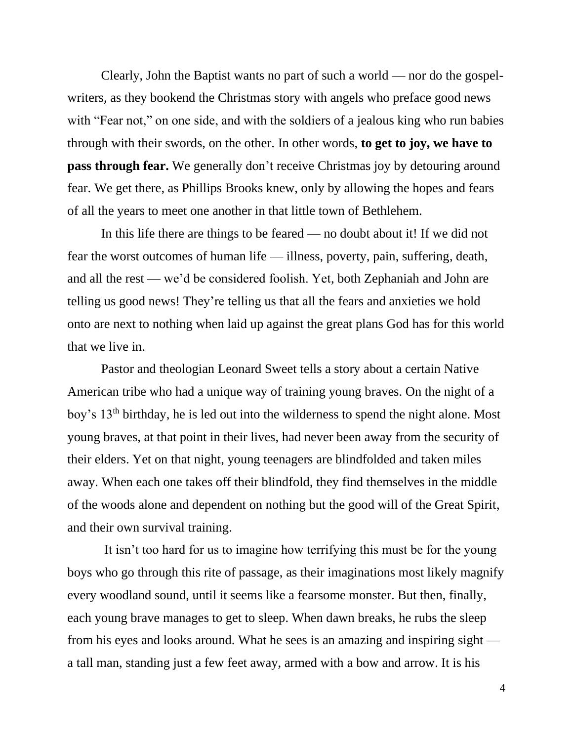Clearly, John the Baptist wants no part of such a world — nor do the gospel-writers, as they bookend the Christmas story with angels who preface good news with "Fear not," on one side, and with the soldiers of a jealous king who run babies through with their swords, on the other. In other words, **to get to joy, we have to pass through fear.** We generally don't receive Christmas joy by detouring around fear. We get there, as Phillips Brooks knew, only by allowing the hopes and fears of all the years to meet one another in that little town of Bethlehem.

In this life there are things to be feared — no doubt about it! If we did not fear the worst outcomes of human life — illness, poverty, pain, suffering, death, and all the rest — we'd be considered foolish. Yet, both Zephaniah and John are telling us good news! They're telling us that all the fears and anxieties we hold onto are next to nothing when laid up against the great plans God has for this world that we live in.

Pastor and theologian Leonard Sweet tells a story about a certain Native American tribe who had a unique way of training young braves. On the night of a boy's 13th birthday, he is led out into the wilderness to spend the night alone. Most young braves, at that point in their lives, had never been away from the security of their elders. Yet on that night, young teenagers are blindfolded and taken miles away. When each one takes off their blindfold, they find themselves in the middle of the woods alone and dependent on nothing but the good will of the Great Spirit, and their own survival training.

It isn't too hard for us to imagine how terrifying this must be for the young boys who go through this rite of passage, as their imaginations most likely magnify every woodland sound, until it seems like a fearsome monster. But then, finally, each young brave manages to get to sleep. When dawn breaks, he rubs the sleep from his eyes and looks around. What he sees is an amazing and inspiring sight — a tall man, standing just a few feet away, armed with a bow and arrow. It is his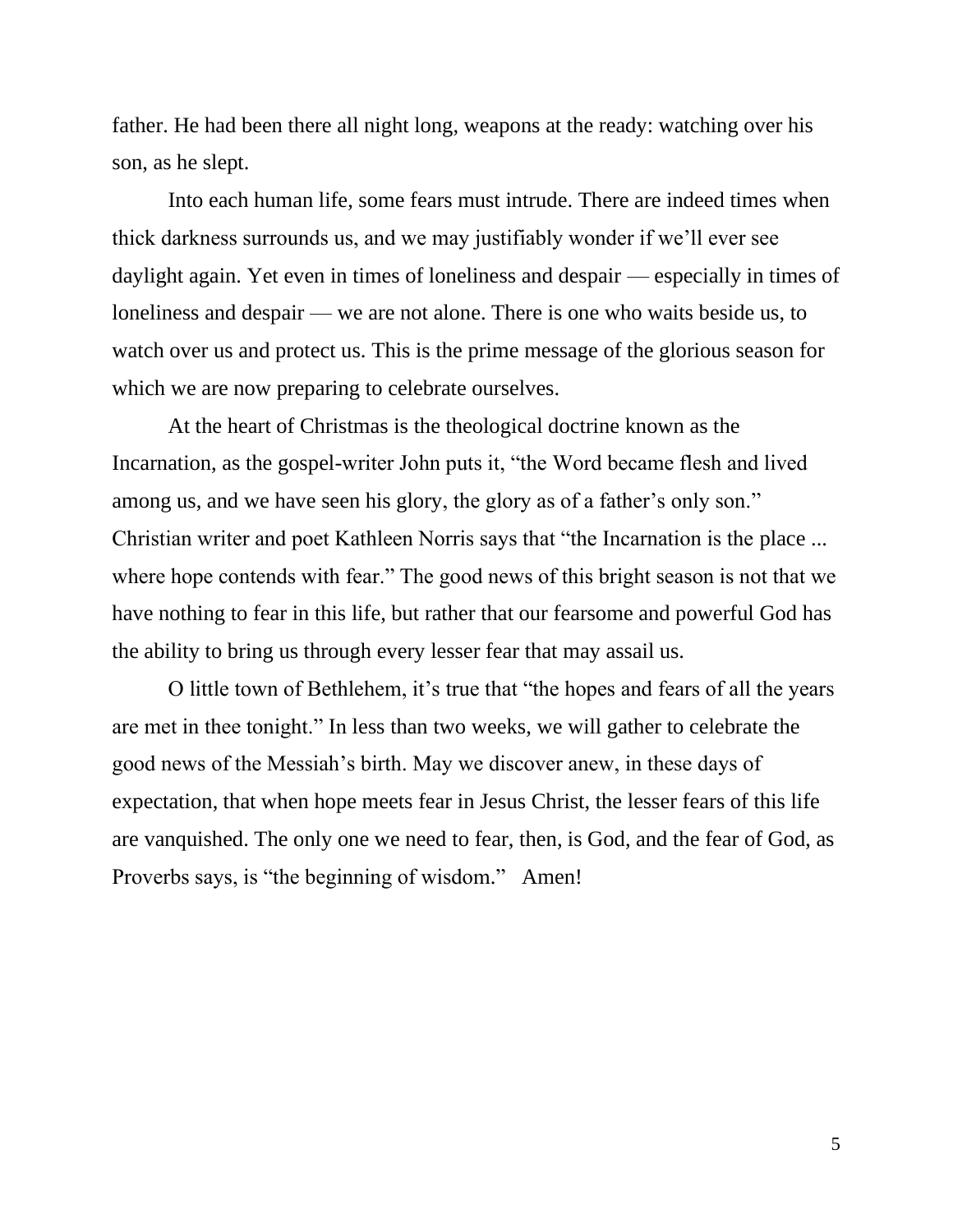father. He had been there all night long, weapons at the ready: watching over his son, as he slept.

Into each human life, some fears must intrude. There are indeed times when thick darkness surrounds us, and we may justifiably wonder if we'll ever see daylight again. Yet even in times of loneliness and despair — especially in times of loneliness and despair — we are not alone. There is one who waits beside us, to watch over us and protect us. This is the prime message of the glorious season for which we are now preparing to celebrate ourselves.

At the heart of Christmas is the theological doctrine known as the Incarnation, as the gospel-writer John puts it, "the Word became flesh and lived among us, and we have seen his glory, the glory as of a father's only son." Christian writer and poet Kathleen Norris says that "the Incarnation is the place ... where hope contends with fear." The good news of this bright season is not that we have nothing to fear in this life, but rather that our fearsome and powerful God has the ability to bring us through every lesser fear that may assail us.

O little town of Bethlehem, it's true that "the hopes and fears of all the years are met in thee tonight." In less than two weeks, we will gather to celebrate the good news of the Messiah's birth. May we discover anew, in these days of expectation, that when hope meets fear in Jesus Christ, the lesser fears of this life are vanquished. The only one we need to fear, then, is God, and the fear of God, as Proverbs says, is "the beginning of wisdom." Amen!